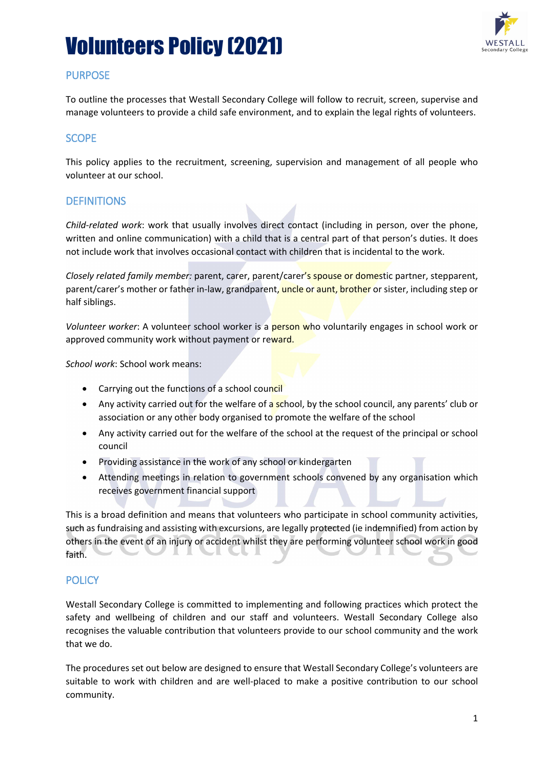# Volunteers Policy (2021)

## PURPOSE

To outline the processes that Westall Secondary College will follow to recruit, screen, supervise and manage volunteers to provide a child safe environment, and to explain the legal rights of volunteers.

## SCOPE

This policy applies to the recruitment, screening, supervision and management of all people who volunteer at our school.

## DEFINITIONS

*Child-related work*: work that usually involves direct contact (including in person, over the phone, written and online communication) with a child that is a central part of that person's duties. It does not include work that involves occasional contact with children that is incidental to the work.

*Closely related family member:* parent, carer, parent/carer's spouse or domestic partner, stepparent, parent/carer's mother or father in-law, grandparent, uncle or aunt, brother or sister, including step or half siblings.

*Volunteer worker*: A volunteer school worker is a person who voluntarily engages in school work or approved community work without payment or reward.

*School work*: School work means:

- Carrying out the functions of a school council
- Any activity carried out for the welfare of a school, by the school council, any parents' club or association or any other body organised to promote the welfare of the school
- Any activity carried out for the welfare of the school at the request of the principal or school council
- Providing assistance in the work of any school or kindergarten
- Attending meetings in relation to government schools convened by any organisation which receives government financial support

This is a broad definition and means that volunteers who participate in school community activities, such as fundraising and assisting with excursions, are legally protected (ie indemnified) from action by others in the event of an injury or accident whilst they are performing volunteer school work in good faith.

## POLICY

Westall Secondary College is committed to implementing and following practices which protect the safety and wellbeing of children and our staff and volunteers. Westall Secondary College also recognises the valuable contribution that volunteers provide to our school community and the work that we do.

The procedures set out below are designed to ensure that Westall Secondary College's volunteers are suitable to work with children and are well-placed to make a positive contribution to our school community.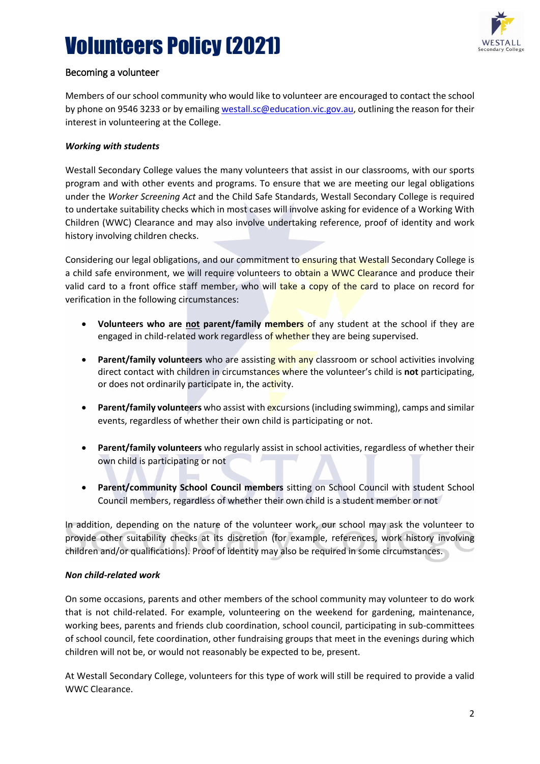# Volunteers Policy (2021)

## Becoming a volunteer

Members of our school community who would like to volunteer are encouraged to contact the school by phone on 9546 3233 or by emailing westall.sc@education.vic.gov.au, outlining the reason for their interest in volunteering at the College.

***Working with students***

Westall Secondary College values the many volunteers that assist in our classrooms, with our sports program and with other events and programs. To ensure that we are meeting our legal obligations under the *Worker Screening Act* and the Child Safe Standards, Westall Secondary College is required to undertake suitability checks which in most cases will involve asking for evidence of a Working With Children (WWC) Clearance and may also involve undertaking reference, proof of identity and work history involving children checks.

Considering our legal obligations, and our commitment to ensuring that Westall Secondary College is a child safe environment, we will require volunteers to obtain a WWC Clearance and produce their valid card to a front office staff member, who will take a copy of the card to place on record for verification in the following circumstances:

- **Volunteers who are <u>not</u> parent/family members** of any student at the school if they are engaged in child-related work regardless of whether they are being supervised.
- **Parent/family volunteers** who are assisting with any classroom or school activities involving direct contact with children in circumstances where the volunteer's child is **not** participating, or does not ordinarily participate in, the activity.
- **Parent/family volunteers** who assist with excursions (including swimming), camps and similar events, regardless of whether their own child is participating or not.
- **Parent/family volunteers** who regularly assist in school activities, regardless of whether their own child is participating or not
- **Parent/community School Council members** sitting on School Council with student School Council members, regardless of whether their own child is a student member or not

In addition, depending on the nature of the volunteer work, our school may ask the volunteer to provide other suitability checks at its discretion (for example, references, work history involving children and/or qualifications). Proof of identity may also be required in some circumstances.

***Non child-related work***

On some occasions, parents and other members of the school community may volunteer to do work that is not child-related. For example, volunteering on the weekend for gardening, maintenance, working bees, parents and friends club coordination, school council, participating in sub-committees of school council, fete coordination, other fundraising groups that meet in the evenings during which children will not be, or would not reasonably be expected to be, present.

At Westall Secondary College, volunteers for this type of work will still be required to provide a valid WWC Clearance.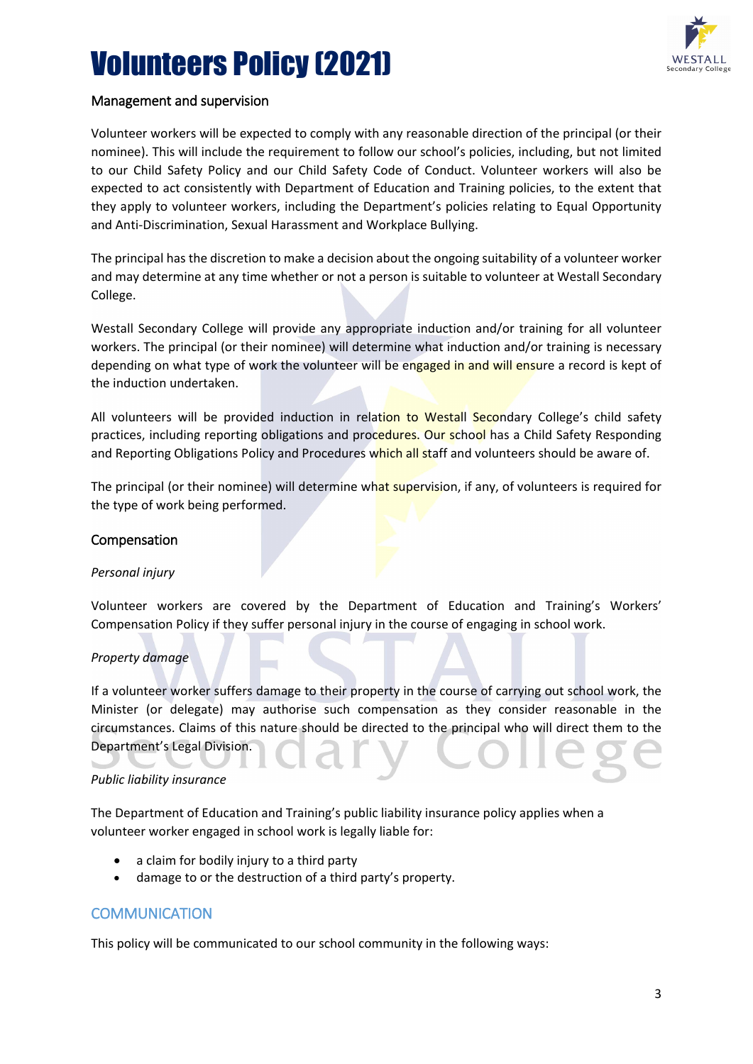## Management and supervision

Volunteer workers will be expected to comply with any reasonable direction of the principal (or their nominee). This will include the requirement to follow our school's policies, including, but not limited to our Child Safety Policy and our Child Safety Code of Conduct. Volunteer workers will also be expected to act consistently with Department of Education and Training policies, to the extent that they apply to volunteer workers, including the Department's policies relating to Equal Opportunity and Anti-Discrimination, Sexual Harassment and Workplace Bullying.

The principal has the discretion to make a decision about the ongoing suitability of a volunteer worker and may determine at any time whether or not a person is suitable to volunteer at Westall Secondary College.

Westall Secondary College will provide any appropriate induction and/or training for all volunteer workers. The principal (or their nominee) will determine what induction and/or training is necessary depending on what type of work the volunteer will be engaged in and will ensure a record is kept of the induction undertaken.

All volunteers will be provided induction in relation to Westall Secondary College's child safety practices, including reporting obligations and procedures. Our school has a Child Safety Responding and Reporting Obligations Policy and Procedures which all staff and volunteers should be aware of.

The principal (or their nominee) will determine what supervision, if any, of volunteers is required for the type of work being performed.

## Compensation

*Personal injury*

Volunteer workers are covered by the Department of Education and Training's Workers' Compensation Policy if they suffer personal injury in the course of engaging in school work.

*Property damage*

If a volunteer worker suffers damage to their property in the course of carrying out school work, the Minister (or delegate) may authorise such compensation as they consider reasonable in the circumstances. Claims of this nature should be directed to the principal who will direct them to the Department's Legal Division.

*Public liability insurance*

The Department of Education and Training's public liability insurance policy applies when a volunteer worker engaged in school work is legally liable for:

- a claim for bodily injury to a third party
- damage to or the destruction of a third party's property.

## COMMUNICATION

This policy will be communicated to our school community in the following ways: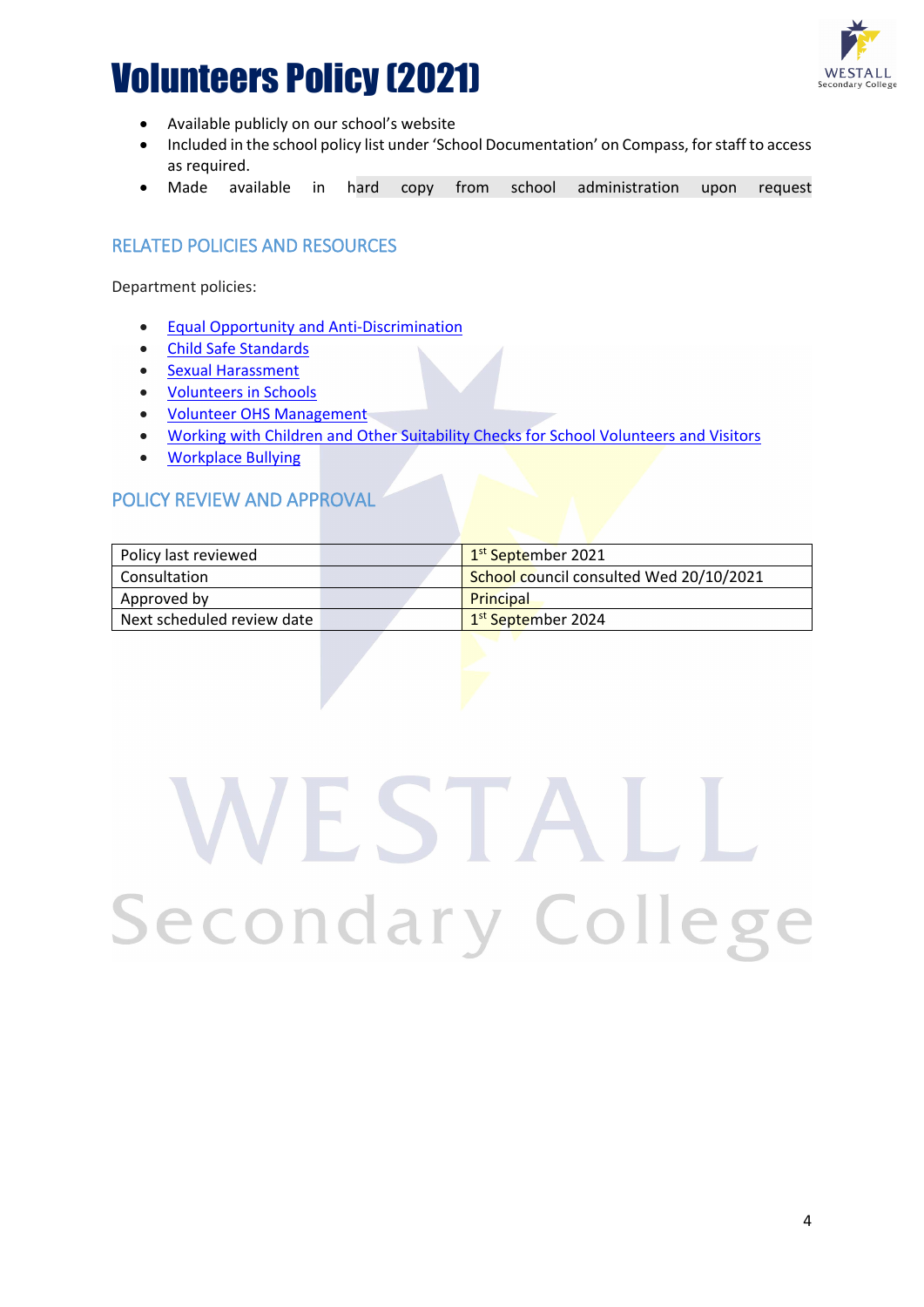- Available publicly on our school's website
- Included in the school policy list under 'School Documentation' on Compass, for staff to access as required.
- Made available in hard copy from school administration upon request

## RELATED POLICIES AND RESOURCES

Department policies:

- Equal Opportunity and Anti-Discrimination
- Child Safe Standards
- Sexual Harassment
- Volunteers in Schools
- Volunteer OHS Management
- Working with Children and Other Suitability Checks for School Volunteers and Visitors
- Workplace Bullying

## POLICY REVIEW AND APPROVAL

| | |
|---|---|
| Policy last reviewed | 1st September 2021 |
| Consultation | School council consulted Wed 20/10/2021 |
| Approved by | Principal |
| Next scheduled review date | 1st September 2024 |